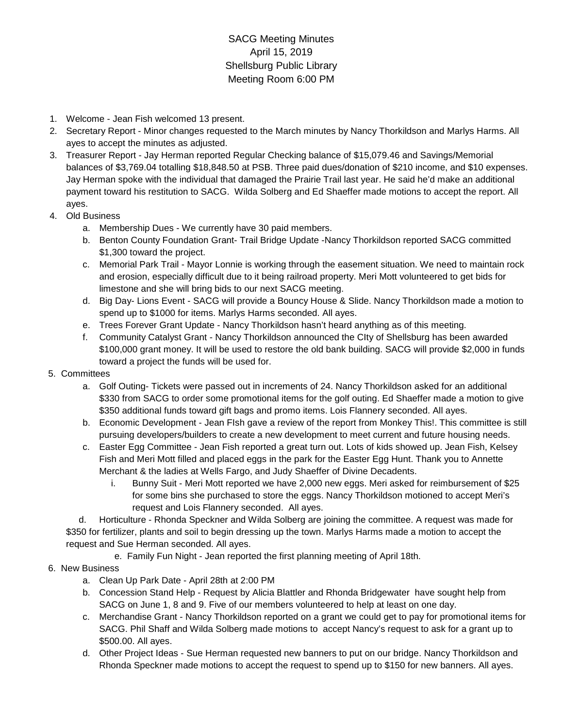# SACG Meeting Minutes
April 15, 2019
Shellsburg Public Library
Meeting Room 6:00 PM

1. Welcome - Jean Fish welcomed 13 present.
2. Secretary Report - Minor changes requested to the March minutes by Nancy Thorkildson and Marlys Harms. All ayes to accept the minutes as adjusted.
3. Treasurer Report - Jay Herman reported Regular Checking balance of $15,079.46 and Savings/Memorial balances of $3,769.04 totalling $18,848.50 at PSB. Three paid dues/donation of $210 income, and $10 expenses. Jay Herman spoke with the individual that damaged the Prairie Trail last year. He said he'd make an additional payment toward his restitution to SACG. Wilda Solberg and Ed Shaeffer made motions to accept the report. All ayes.
4. Old Business
   a. Membership Dues - We currently have 30 paid members.
   b. Benton County Foundation Grant- Trail Bridge Update -Nancy Thorkildson reported SACG committed $1,300 toward the project.
   c. Memorial Park Trail - Mayor Lonnie is working through the easement situation. We need to maintain rock and erosion, especially difficult due to it being railroad property. Meri Mott volunteered to get bids for limestone and she will bring bids to our next SACG meeting.
   d. Big Day- Lions Event - SACG will provide a Bouncy House & Slide. Nancy Thorkildson made a motion to spend up to $1000 for items. Marlys Harms seconded. All ayes.
   e. Trees Forever Grant Update - Nancy Thorkildson hasn't heard anything as of this meeting.
   f. Community Catalyst Grant - Nancy Thorkildson announced the CIty of Shellsburg has been awarded $100,000 grant money. It will be used to restore the old bank building. SACG will provide $2,000 in funds toward a project the funds will be used for.
5. Committees
   a. Golf Outing- Tickets were passed out in increments of 24. Nancy Thorkildson asked for an additional $330 from SACG to order some promotional items for the golf outing. Ed Shaeffer made a motion to give $350 additional funds toward gift bags and promo items. Lois Flannery seconded. All ayes.
   b. Economic Development - Jean FIsh gave a review of the report from Monkey This!. This committee is still pursuing developers/builders to create a new development to meet current and future housing needs.
   c. Easter Egg Committee - Jean Fish reported a great turn out. Lots of kids showed up. Jean Fish, Kelsey Fish and Meri Mott filled and placed eggs in the park for the Easter Egg Hunt. Thank you to Annette Merchant & the ladies at Wells Fargo, and Judy Shaeffer of Divine Decadents.
      i. Bunny Suit - Meri Mott reported we have 2,000 new eggs. Meri asked for reimbursement of $25 for some bins she purchased to store the eggs. Nancy Thorkildson motioned to accept Meri's request and Lois Flannery seconded. All ayes.
   d. Horticulture - Rhonda Speckner and Wilda Solberg are joining the committee. A request was made for $350 for fertilizer, plants and soil to begin dressing up the town. Marlys Harms made a motion to accept the request and Sue Herman seconded. All ayes.
   e. Family Fun Night - Jean reported the first planning meeting of April 18th.
6. New Business
   a. Clean Up Park Date - April 28th at 2:00 PM
   b. Concession Stand Help - Request by Alicia Blattler and Rhonda Bridgewater have sought help from SACG on June 1, 8 and 9. Five of our members volunteered to help at least on one day.
   c. Merchandise Grant - Nancy Thorkildson reported on a grant we could get to pay for promotional items for SACG. Phil Shaff and Wilda Solberg made motions to accept Nancy's request to ask for a grant up to $500.00. All ayes.
   d. Other Project Ideas - Sue Herman requested new banners to put on our bridge. Nancy Thorkildson and Rhonda Speckner made motions to accept the request to spend up to $150 for new banners. All ayes.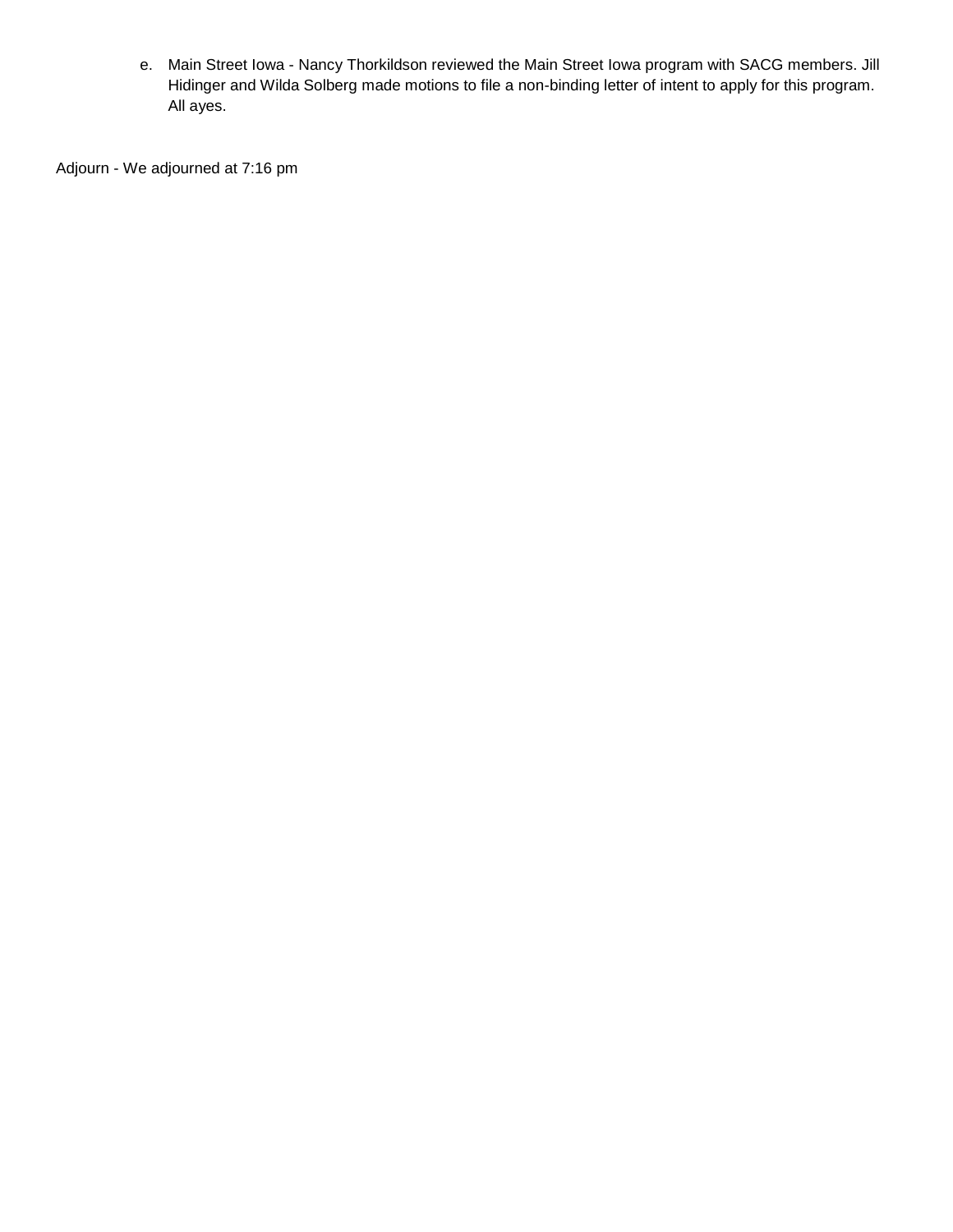e. Main Street Iowa - Nancy Thorkildson reviewed the Main Street Iowa program with SACG members. Jill Hidinger and Wilda Solberg made motions to file a non-binding letter of intent to apply for this program. All ayes.

Adjourn - We adjourned at 7:16 pm